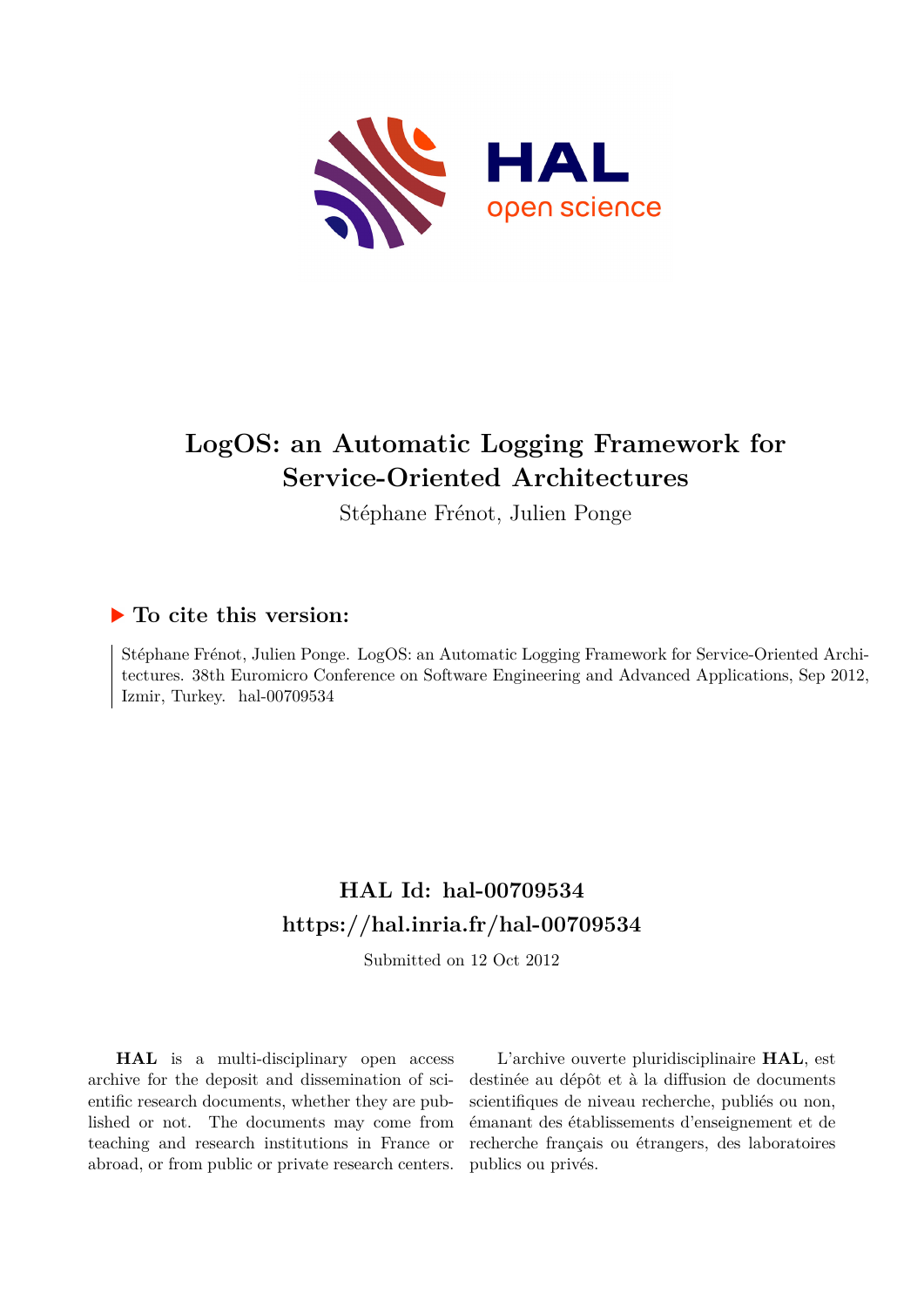# LogOS: an Automatic Logging Framework for Service-Oriented Architectures

Stéphane Frénot, Julien Ponge

## ▶ To cite this version:

Stéphane Frénot, Julien Ponge. LogOS: an Automatic Logging Framework for Service-Oriented Architectures. 38th Euromicro Conference on Software Engineering and Advanced Applications, Sep 2012, Izmir, Turkey. hal-00709534

## HAL Id: hal-00709534
## https://hal.inria.fr/hal-00709534

Submitted on 12 Oct 2012

**HAL** is a multi-disciplinary open access archive for the deposit and dissemination of scientific research documents, whether they are published or not. The documents may come from teaching and research institutions in France or abroad, or from public or private research centers.

L'archive ouverte pluridisciplinaire **HAL**, est destinée au dépôt et à la diffusion de documents scientifiques de niveau recherche, publiés ou non, émanant des établissements d'enseignement et de recherche français ou étrangers, des laboratoires publics ou privés.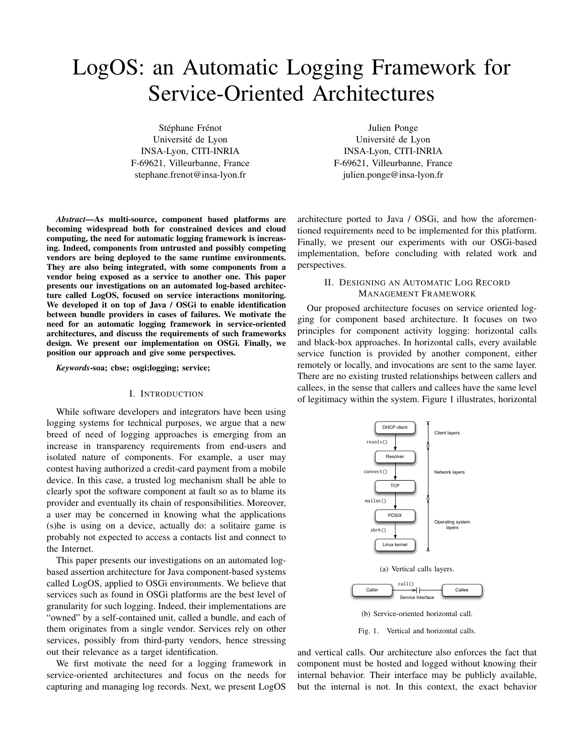# LogOS: an Automatic Logging Framework for Service-Oriented Architectures

Stéphane Frénot
Université de Lyon
INSA-Lyon, CITI-INRIA
F-69621, Villeurbanne, France
stephane.frenot@insa-lyon.fr

Julien Ponge
Université de Lyon
INSA-Lyon, CITI-INRIA
F-69621, Villeurbanne, France
julien.ponge@insa-lyon.fr

***Abstract*—As multi-source, component based platforms are becoming widespread both for constrained devices and cloud computing, the need for automatic logging framework is increasing. Indeed, components from untrusted and possibly competing vendors are being deployed to the same runtime environments. They are also being integrated, with some components from a vendor being exposed as a service to another one. This paper presents our investigations on an automated log-based architecture called LogOS, focused on service interactions monitoring. We developed it on top of Java / OSGi to enable identification between bundle providers in cases of failures. We motivate the need for an automatic logging framework in service-oriented architectures, and discuss the requirements of such frameworks design. We present our implementation on OSGi. Finally, we position our approach and give some perspectives.**

***Keywords*-soa; cbse; osgi;logging; service;**

## I. Introduction

While software developers and integrators have been using logging systems for technical purposes, we argue that a new breed of need of logging approaches is emerging from an increase in transparency requirements from end-users and isolated nature of components. For example, a user may contest having authorized a credit-card payment from a mobile device. In this case, a trusted log mechanism shall be able to clearly spot the software component at fault so as to blame its provider and eventually its chain of responsibilities. Moreover, a user may be concerned in knowing what the applications (s)he is using on a device, actually do: a solitaire game is probably not expected to access a contacts list and connect to the Internet.

This paper presents our investigations on an automated log-based assertion architecture for Java component-based systems called LogOS, applied to OSGi environments. We believe that services such as found in OSGi platforms are the best level of granularity for such logging. Indeed, their implementations are "owned" by a self-contained unit, called a bundle, and each of them originates from a single vendor. Services rely on other services, possibly from third-party vendors, hence stressing out their relevance as a target identification.

We first motivate the need for a logging framework in service-oriented architectures and focus on the needs for capturing and managing log records. Next, we present LogOS architecture ported to Java / OSGi, and how the aforementioned requirements need to be implemented for this platform. Finally, we present our experiments with our OSGi-based implementation, before concluding with related work and perspectives.

## II. Designing an Automatic Log Record Management Framework

Our proposed architecture focuses on service oriented logging for component based architecture. It focuses on two principles for component activity logging: horizontal calls and black-box approaches. In horizontal calls, every available service function is provided by another component, either remotely or locally, and invocations are sent to the same layer. There are no existing trusted relationships between callers and callees, in the sense that callers and callees have the same level of legitimacy within the system. Figure 1 illustrates, horizontal

(a) Vertical calls layers.

(b) Service-oriented horizontal call.

Fig. 1. Vertical and horizontal calls.

and vertical calls. Our architecture also enforces the fact that component must be hosted and logged without knowing their internal behavior. Their interface may be publicly available, but the internal is not. In this context, the exact behavior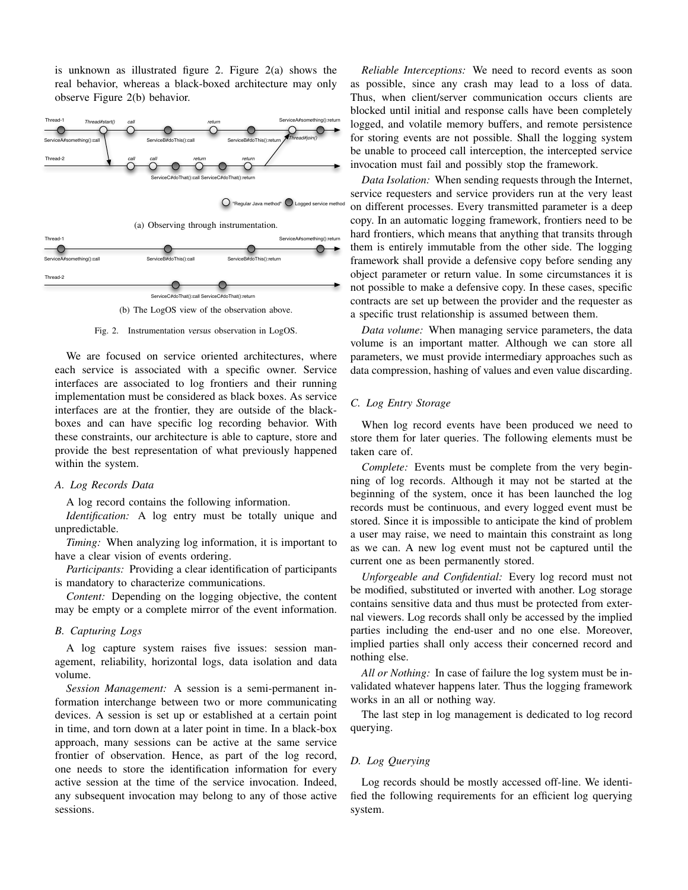is unknown as illustrated figure 2. Figure 2(a) shows the real behavior, whereas a black-boxed architecture may only observe Figure 2(b) behavior.

Thread-1
Thread#start()
call
return
ServiceA#something():return
ServiceA#something():call
ServiceB#doThis():call
ServiceB#doThis():return
Thread#join()
Thread-2
call
call
return
return
ServiceC#doThat():call ServiceC#doThat():return
"Regular Java method"
Logged service method

(a) Observing through instrumentation.

Thread-1
ServiceA#something():return
ServiceA#something():call
ServiceB#doThis():call
ServiceB#doThis():return
Thread-2
ServiceC#doThat():call ServiceC#doThat():return

(b) The LogOS view of the observation above.

Fig. 2. Instrumentation *versus* observation in LogOS.

We are focused on service oriented architectures, where each service is associated with a specific owner. Service interfaces are associated to log frontiers and their running implementation must be considered as black boxes. As service interfaces are at the frontier, they are outside of the black-boxes and can have specific log recording behavior. With these constraints, our architecture is able to capture, store and provide the best representation of what previously happened within the system.

### A. Log Records Data

A log record contains the following information.

*Identification:* A log entry must be totally unique and unpredictable.

*Timing:* When analyzing log information, it is important to have a clear vision of events ordering.

*Participants:* Providing a clear identification of participants is mandatory to characterize communications.

*Content:* Depending on the logging objective, the content may be empty or a complete mirror of the event information.

### B. Capturing Logs

A log capture system raises five issues: session management, reliability, horizontal logs, data isolation and data volume.

*Session Management:* A session is a semi-permanent information interchange between two or more communicating devices. A session is set up or established at a certain point in time, and torn down at a later point in time. In a black-box approach, many sessions can be active at the same service frontier of observation. Hence, as part of the log record, one needs to store the identification information for every active session at the time of the service invocation. Indeed, any subsequent invocation may belong to any of those active sessions.

*Reliable Interceptions:* We need to record events as soon as possible, since any crash may lead to a loss of data. Thus, when client/server communication occurs clients are blocked until initial and response calls have been completely logged, and volatile memory buffers, and remote persistence for storing events are not possible. Shall the logging system be unable to proceed call interception, the intercepted service invocation must fail and possibly stop the framework.

*Data Isolation:* When sending requests through the Internet, service requesters and service providers run at the very least on different processes. Every transmitted parameter is a deep copy. In an automatic logging framework, frontiers need to be hard frontiers, which means that anything that transits through them is entirely immutable from the other side. The logging framework shall provide a defensive copy before sending any object parameter or return value. In some circumstances it is not possible to make a defensive copy. In these cases, specific contracts are set up between the provider and the requester as a specific trust relationship is assumed between them.

*Data volume:* When managing service parameters, the data volume is an important matter. Although we can store all parameters, we must provide intermediary approaches such as data compression, hashing of values and even value discarding.

### C. Log Entry Storage

When log record events have been produced we need to store them for later queries. The following elements must be taken care of.

*Complete:* Events must be complete from the very beginning of log records. Although it may not be started at the beginning of the system, once it has been launched the log records must be continuous, and every logged event must be stored. Since it is impossible to anticipate the kind of problem a user may raise, we need to maintain this constraint as long as we can. A new log event must not be captured until the current one as been permanently stored.

*Unforgeable and Confidential:* Every log record must not be modified, substituted or inverted with another. Log storage contains sensitive data and thus must be protected from external viewers. Log records shall only be accessed by the implied parties including the end-user and no one else. Moreover, implied parties shall only access their concerned record and nothing else.

*All or Nothing:* In case of failure the log system must be invalidated whatever happens later. Thus the logging framework works in an all or nothing way.

The last step in log management is dedicated to log record querying.

### D. Log Querying

Log records should be mostly accessed off-line. We identified the following requirements for an efficient log querying system.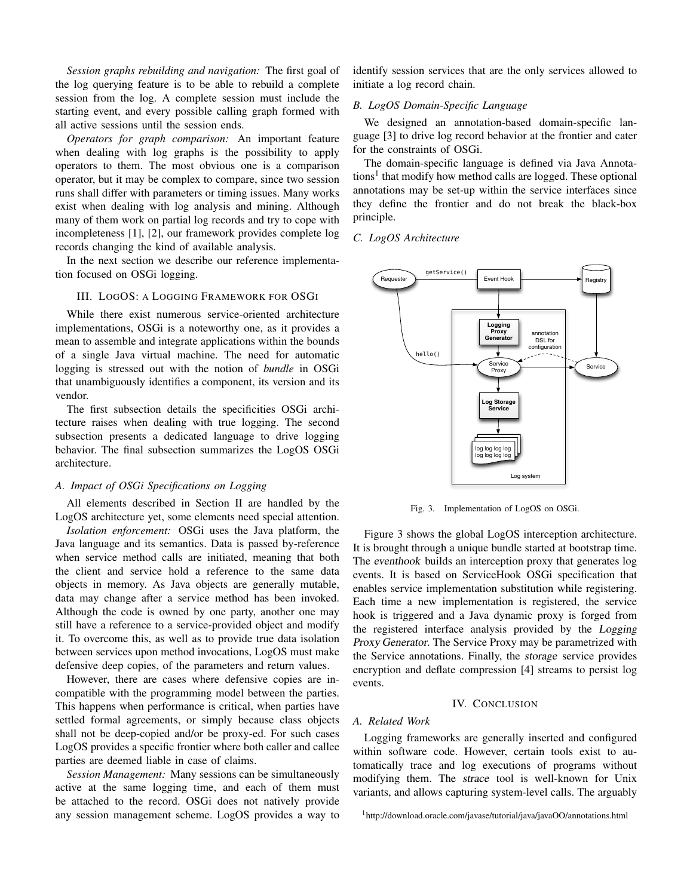*Session graphs rebuilding and navigation:* The first goal of the log querying feature is to be able to rebuild a complete session from the log. A complete session must include the starting event, and every possible calling graph formed with all active sessions until the session ends.

*Operators for graph comparison:* An important feature when dealing with log graphs is the possibility to apply operators to them. The most obvious one is a comparison operator, but it may be complex to compare, since two session runs shall differ with parameters or timing issues. Many works exist when dealing with log analysis and mining. Although many of them work on partial log records and try to cope with incompleteness [1], [2], our framework provides complete log records changing the kind of available analysis.

In the next section we describe our reference implementation focused on OSGi logging.

## III. LogOS: A Logging Framework for OSGi

While there exist numerous service-oriented architecture implementations, OSGi is a noteworthy one, as it provides a mean to assemble and integrate applications within the bounds of a single Java virtual machine. The need for automatic logging is stressed out with the notion of *bundle* in OSGi that unambiguously identifies a component, its version and its vendor.

The first subsection details the specificities OSGi architecture raises when dealing with true logging. The second subsection presents a dedicated language to drive logging behavior. The final subsection summarizes the LogOS OSGi architecture.

### A. Impact of OSGi Specifications on Logging

All elements described in Section II are handled by the LogOS architecture yet, some elements need special attention.

*Isolation enforcement:* OSGi uses the Java platform, the Java language and its semantics. Data is passed by-reference when service method calls are initiated, meaning that both the client and service hold a reference to the same data objects in memory. As Java objects are generally mutable, data may change after a service method has been invoked. Although the code is owned by one party, another one may still have a reference to a service-provided object and modify it. To overcome this, as well as to provide true data isolation between services upon method invocations, LogOS must make defensive deep copies, of the parameters and return values.

However, there are cases where defensive copies are incompatible with the programming model between the parties. This happens when performance is critical, when parties have settled formal agreements, or simply because class objects shall not be deep-copied and/or be proxy-ed. For such cases LogOS provides a specific frontier where both caller and callee parties are deemed liable in case of claims.

*Session Management:* Many sessions can be simultaneously active at the same logging time, and each of them must be attached to the record. OSGi does not natively provide any session management scheme. LogOS provides a way to identify session services that are the only services allowed to initiate a log record chain.

### B. LogOS Domain-Specific Language

We designed an annotation-based domain-specific language [3] to drive log record behavior at the frontier and cater for the constraints of OSGi.

The domain-specific language is defined via Java Annotations[1] that modify how method calls are logged. These optional annotations may be set-up within the service interfaces since they define the frontier and do not break the black-box principle.

### C. LogOS Architecture

Requester
getService()
Event Hook
Registry
Logging Proxy Generator
annotation DSL for configuration
hello()
Service Proxy
Service
Log Storage Service
log log log log
log log log log
Log system

Fig. 3. Implementation of LogOS on OSGi.

Figure 3 shows the global LogOS interception architecture. It is brought through a unique bundle started at bootstrap time. The *eventhook* builds an interception proxy that generates log events. It is based on ServiceHook OSGi specification that enables service implementation substitution while registering. Each time a new implementation is registered, the service hook is triggered and a Java dynamic proxy is forged from the registered interface analysis provided by the *Logging Proxy Generator*. The Service Proxy may be parametrized with the Service annotations. Finally, the *storage* service provides encryption and deflate compression [4] streams to persist log events.

## IV. Conclusion

### A. Related Work

Logging frameworks are generally inserted and configured within software code. However, certain tools exist to automatically trace and log executions of programs without modifying them. The *strace* tool is well-known for Unix variants, and allows capturing system-level calls. The arguably

[1] http://download.oracle.com/javase/tutorial/java/javaOO/annotations.html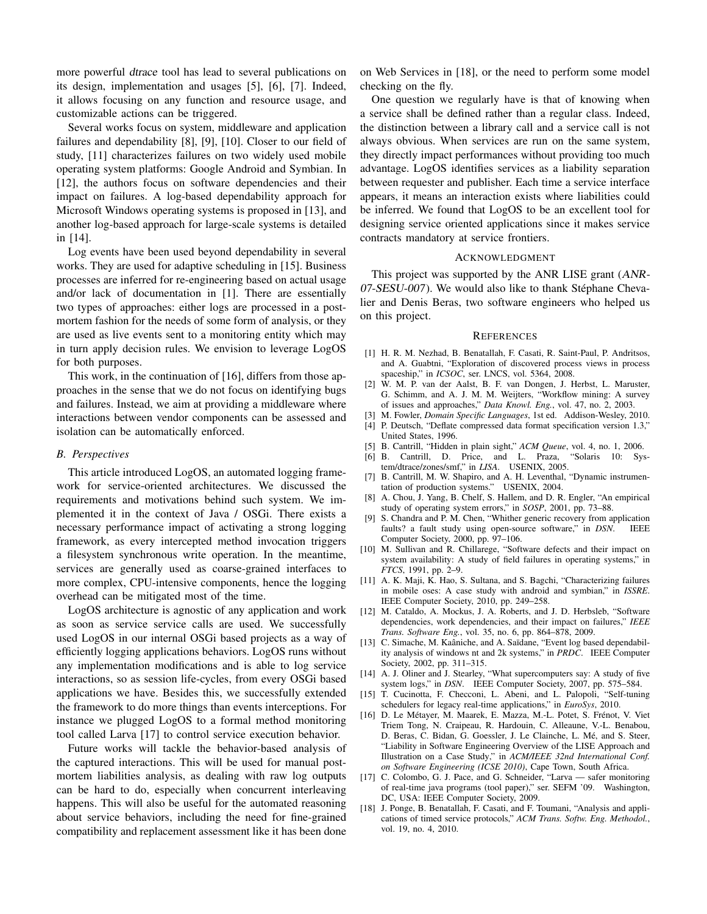more powerful *dtrace* tool has lead to several publications on its design, implementation and usages [5], [6], [7]. Indeed, it allows focusing on any function and resource usage, and customizable actions can be triggered.

Several works focus on system, middleware and application failures and dependability [8], [9], [10]. Closer to our field of study, [11] characterizes failures on two widely used mobile operating system platforms: Google Android and Symbian. In [12], the authors focus on software dependencies and their impact on failures. A log-based dependability approach for Microsoft Windows operating systems is proposed in [13], and another log-based approach for large-scale systems is detailed in [14].

Log events have been used beyond dependability in several works. They are used for adaptive scheduling in [15]. Business processes are inferred for re-engineering based on actual usage and/or lack of documentation in [1]. There are essentially two types of approaches: either logs are processed in a post-mortem fashion for the needs of some form of analysis, or they are used as live events sent to a monitoring entity which may in turn apply decision rules. We envision to leverage LogOS for both purposes.

This work, in the continuation of [16], differs from those approaches in the sense that we do not focus on identifying bugs and failures. Instead, we aim at providing a middleware where interactions between vendor components can be assessed and isolation can be automatically enforced.

### *B. Perspectives*

This article introduced LogOS, an automated logging framework for service-oriented architectures. We discussed the requirements and motivations behind such system. We implemented it in the context of Java / OSGi. There exists a necessary performance impact of activating a strong logging framework, as every intercepted method invocation triggers a filesystem synchronous write operation. In the meantime, services are generally used as coarse-grained interfaces to more complex, CPU-intensive components, hence the logging overhead can be mitigated most of the time.

LogOS architecture is agnostic of any application and work as soon as service service calls are used. We successfully used LogOS in our internal OSGi based projects as a way of efficiently logging applications behaviors. LogOS runs without any implementation modifications and is able to log service interactions, so as session life-cycles, from every OSGi based applications we have. Besides this, we successfully extended the framework to do more things than events interceptions. For instance we plugged LogOS to a formal method monitoring tool called Larva [17] to control service execution behavior.

Future works will tackle the behavior-based analysis of the captured interactions. This will be used for manual post-mortem liabilities analysis, as dealing with raw log outputs can be hard to do, especially when concurrent interleaving happens. This will also be useful for the automated reasoning about service behaviors, including the need for fine-grained compatibility and replacement assessment like it has been done on Web Services in [18], or the need to perform some model checking on the fly.

One question we regularly have is that of knowing when a service shall be defined rather than a regular class. Indeed, the distinction between a library call and a service call is not always obvious. When services are run on the same system, they directly impact performances without providing too much advantage. LogOS identifies services as a liability separation between requester and publisher. Each time a service interface appears, it means an interaction exists where liabilities could be inferred. We found that LogOS to be an excellent tool for designing service oriented applications since it makes service contracts mandatory at service frontiers.

## Acknowledgment

This project was supported by the ANR LISE grant (*ANR-07-SESU-007*). We would also like to thank Stéphane Chevalier and Denis Beras, two software engineers who helped us on this project.

## References

[1] H. R. M. Nezhad, B. Benatallah, F. Casati, R. Saint-Paul, P. Andritsos, and A. Guabtni, "Exploration of discovered process views in process spaceship," in *ICSOC*, ser. LNCS, vol. 5364, 2008.

[2] W. M. P. van der Aalst, B. F. van Dongen, J. Herbst, L. Maruster, G. Schimm, and A. J. M. M. Weijters, "Workflow mining: A survey of issues and approaches," *Data Knowl. Eng.*, vol. 47, no. 2, 2003.

[3] M. Fowler, *Domain Specific Languages*, 1st ed. Addison-Wesley, 2010.

[4] P. Deutsch, "Deflate compressed data format specification version 1.3," United States, 1996.

[5] B. Cantrill, "Hidden in plain sight," *ACM Queue*, vol. 4, no. 1, 2006.

[6] B. Cantrill, D. Price, and L. Praza, "Solaris 10: System/dtrace/zones/smf," in *LISA*. USENIX, 2005.

[7] B. Cantrill, M. W. Shapiro, and A. H. Leventhal, "Dynamic instrumentation of production systems." USENIX, 2004.

[8] A. Chou, J. Yang, B. Chelf, S. Hallem, and D. R. Engler, "An empirical study of operating system errors," in *SOSP*, 2001, pp. 73–88.

[9] S. Chandra and P. M. Chen, "Whither generic recovery from application faults? a fault study using open-source software," in *DSN*. IEEE Computer Society, 2000, pp. 97–106.

[10] M. Sullivan and R. Chillarege, "Software defects and their impact on system availability: A study of field failures in operating systems," in *FTCS*, 1991, pp. 2–9.

[11] A. K. Maji, K. Hao, S. Sultana, and S. Bagchi, "Characterizing failures in mobile oses: A case study with android and symbian," in *ISSRE*. IEEE Computer Society, 2010, pp. 249–258.

[12] M. Cataldo, A. Mockus, J. A. Roberts, and J. D. Herbsleb, "Software dependencies, work dependencies, and their impact on failures," *IEEE Trans. Software Eng.*, vol. 35, no. 6, pp. 864–878, 2009.

[13] C. Simache, M. Kaâniche, and A. Saïdane, "Event log based dependability analysis of windows nt and 2k systems," in *PRDC*. IEEE Computer Society, 2002, pp. 311–315.

[14] A. J. Oliner and J. Stearley, "What supercomputers say: A study of five system logs," in *DSN*. IEEE Computer Society, 2007, pp. 575–584.

[15] T. Cucinotta, F. Checconi, L. Abeni, and L. Palopoli, "Self-tuning schedulers for legacy real-time applications," in *EuroSys*, 2010.

[16] D. Le Métayer, M. Maarek, E. Mazza, M.-L. Potet, S. Frénot, V. Viet Triem Tong, N. Craipeau, R. Hardouin, C. Alleaune, V.-L. Benabou, D. Beras, C. Bidan, G. Goessler, J. Le Clainche, L. Mé, and S. Steer, "Liability in Software Engineering Overview of the LISE Approach and Illustration on a Case Study," in *ACM/IEEE 32nd International Conf. on Software Engineering (ICSE 2010)*, Cape Town, South Africa.

[17] C. Colombo, G. J. Pace, and G. Schneider, "Larva — safer monitoring of real-time java programs (tool paper)," ser. SEFM '09. Washington, DC, USA: IEEE Computer Society, 2009.

[18] J. Ponge, B. Benatallah, F. Casati, and F. Toumani, "Analysis and applications of timed service protocols," *ACM Trans. Softw. Eng. Methodol.*, vol. 19, no. 4, 2010.